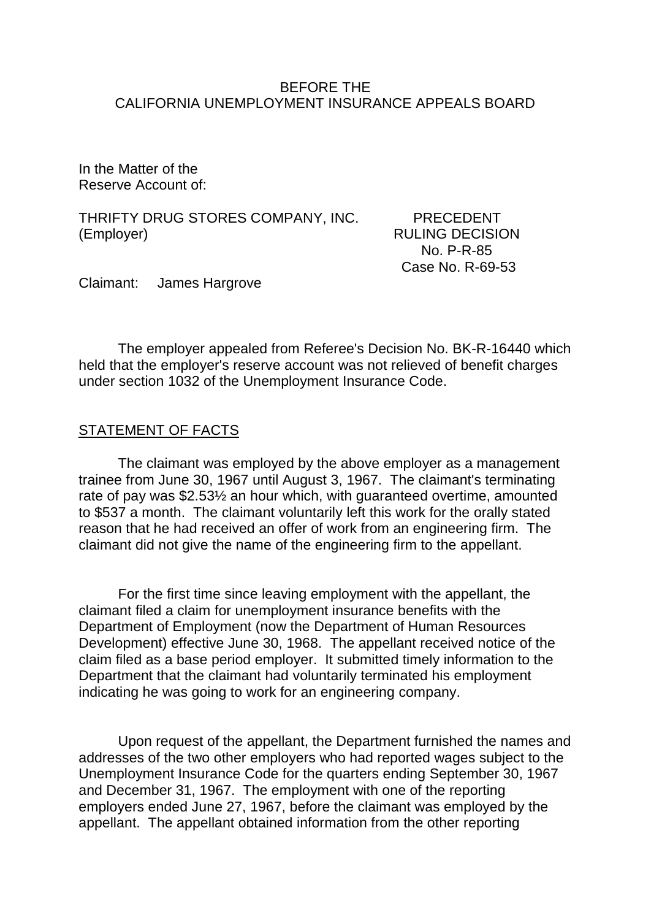BEFORE THE
CALIFORNIA UNEMPLOYMENT INSURANCE APPEALS BOARD

In the Matter of the
Reserve Account of:

THRIFTY DRUG STORES COMPANY, INC.
(Employer)

PRECEDENT
RULING DECISION
No. P-R-85
Case No. R-69-53

Claimant: James Hargrove

The employer appealed from Referee's Decision No. BK-R-16440 which held that the employer's reserve account was not relieved of benefit charges under section 1032 of the Unemployment Insurance Code.

STATEMENT OF FACTS

The claimant was employed by the above employer as a management trainee from June 30, 1967 until August 3, 1967. The claimant's terminating rate of pay was $2.53½ an hour which, with guaranteed overtime, amounted to $537 a month. The claimant voluntarily left this work for the orally stated reason that he had received an offer of work from an engineering firm. The claimant did not give the name of the engineering firm to the appellant.

For the first time since leaving employment with the appellant, the claimant filed a claim for unemployment insurance benefits with the Department of Employment (now the Department of Human Resources Development) effective June 30, 1968. The appellant received notice of the claim filed as a base period employer. It submitted timely information to the Department that the claimant had voluntarily terminated his employment indicating he was going to work for an engineering company.

Upon request of the appellant, the Department furnished the names and addresses of the two other employers who had reported wages subject to the Unemployment Insurance Code for the quarters ending September 30, 1967 and December 31, 1967. The employment with one of the reporting employers ended June 27, 1967, before the claimant was employed by the appellant. The appellant obtained information from the other reporting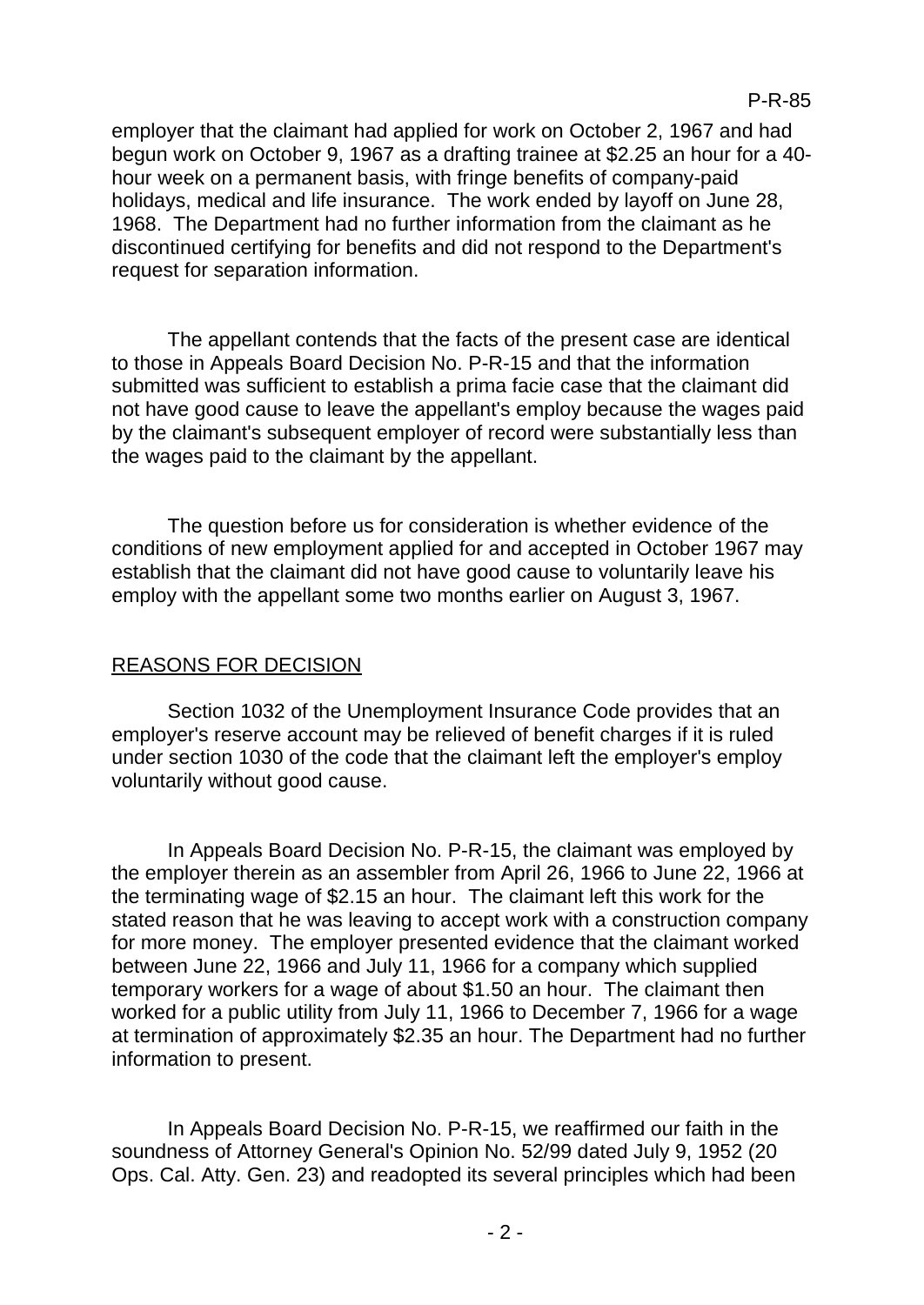employer that the claimant had applied for work on October 2, 1967 and had begun work on October 9, 1967 as a drafting trainee at $2.25 an hour for a 40-hour week on a permanent basis, with fringe benefits of company-paid holidays, medical and life insurance. The work ended by layoff on June 28, 1968. The Department had no further information from the claimant as he discontinued certifying for benefits and did not respond to the Department's request for separation information.

The appellant contends that the facts of the present case are identical to those in Appeals Board Decision No. P-R-15 and that the information submitted was sufficient to establish a prima facie case that the claimant did not have good cause to leave the appellant's employ because the wages paid by the claimant's subsequent employer of record were substantially less than the wages paid to the claimant by the appellant.

The question before us for consideration is whether evidence of the conditions of new employment applied for and accepted in October 1967 may establish that the claimant did not have good cause to voluntarily leave his employ with the appellant some two months earlier on August 3, 1967.

## REASONS FOR DECISION

Section 1032 of the Unemployment Insurance Code provides that an employer's reserve account may be relieved of benefit charges if it is ruled under section 1030 of the code that the claimant left the employer's employ voluntarily without good cause.

In Appeals Board Decision No. P-R-15, the claimant was employed by the employer therein as an assembler from April 26, 1966 to June 22, 1966 at the terminating wage of $2.15 an hour. The claimant left this work for the stated reason that he was leaving to accept work with a construction company for more money. The employer presented evidence that the claimant worked between June 22, 1966 and July 11, 1966 for a company which supplied temporary workers for a wage of about $1.50 an hour. The claimant then worked for a public utility from July 11, 1966 to December 7, 1966 for a wage at termination of approximately $2.35 an hour. The Department had no further information to present.

In Appeals Board Decision No. P-R-15, we reaffirmed our faith in the soundness of Attorney General's Opinion No. 52/99 dated July 9, 1952 (20 Ops. Cal. Atty. Gen. 23) and readopted its several principles which had been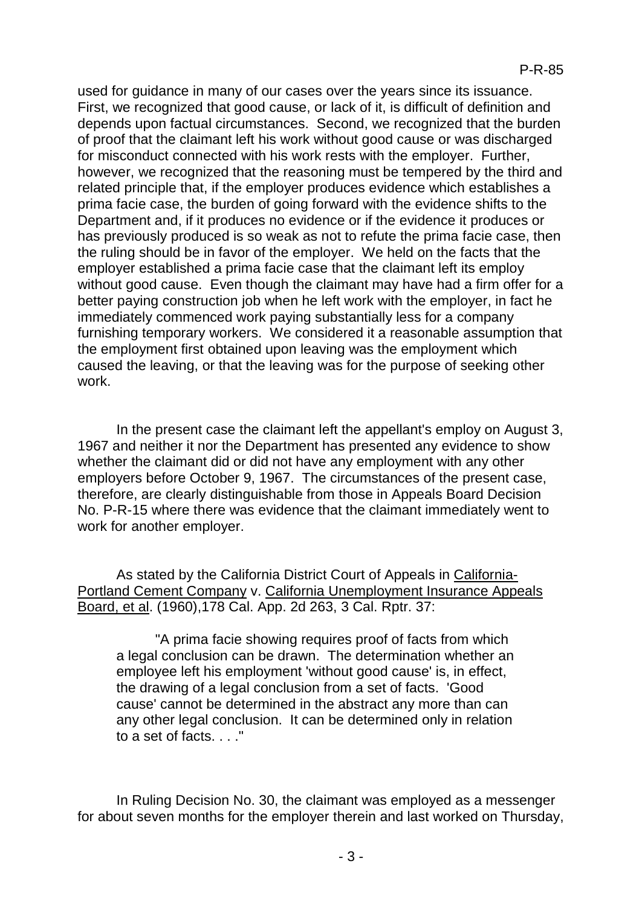used for guidance in many of our cases over the years since its issuance. First, we recognized that good cause, or lack of it, is difficult of definition and depends upon factual circumstances. Second, we recognized that the burden of proof that the claimant left his work without good cause or was discharged for misconduct connected with his work rests with the employer. Further, however, we recognized that the reasoning must be tempered by the third and related principle that, if the employer produces evidence which establishes a prima facie case, the burden of going forward with the evidence shifts to the Department and, if it produces no evidence or if the evidence it produces or has previously produced is so weak as not to refute the prima facie case, then the ruling should be in favor of the employer. We held on the facts that the employer established a prima facie case that the claimant left its employ without good cause. Even though the claimant may have had a firm offer for a better paying construction job when he left work with the employer, in fact he immediately commenced work paying substantially less for a company furnishing temporary workers. We considered it a reasonable assumption that the employment first obtained upon leaving was the employment which caused the leaving, or that the leaving was for the purpose of seeking other work.

In the present case the claimant left the appellant's employ on August 3, 1967 and neither it nor the Department has presented any evidence to show whether the claimant did or did not have any employment with any other employers before October 9, 1967. The circumstances of the present case, therefore, are clearly distinguishable from those in Appeals Board Decision No. P-R-15 where there was evidence that the claimant immediately went to work for another employer.

As stated by the California District Court of Appeals in California-Portland Cement Company v. California Unemployment Insurance Appeals Board, et al. (1960),178 Cal. App. 2d 263, 3 Cal. Rptr. 37:

> "A prima facie showing requires proof of facts from which a legal conclusion can be drawn. The determination whether an employee left his employment 'without good cause' is, in effect, the drawing of a legal conclusion from a set of facts. 'Good cause' cannot be determined in the abstract any more than can any other legal conclusion. It can be determined only in relation to a set of facts. . . ."

In Ruling Decision No. 30, the claimant was employed as a messenger for about seven months for the employer therein and last worked on Thursday,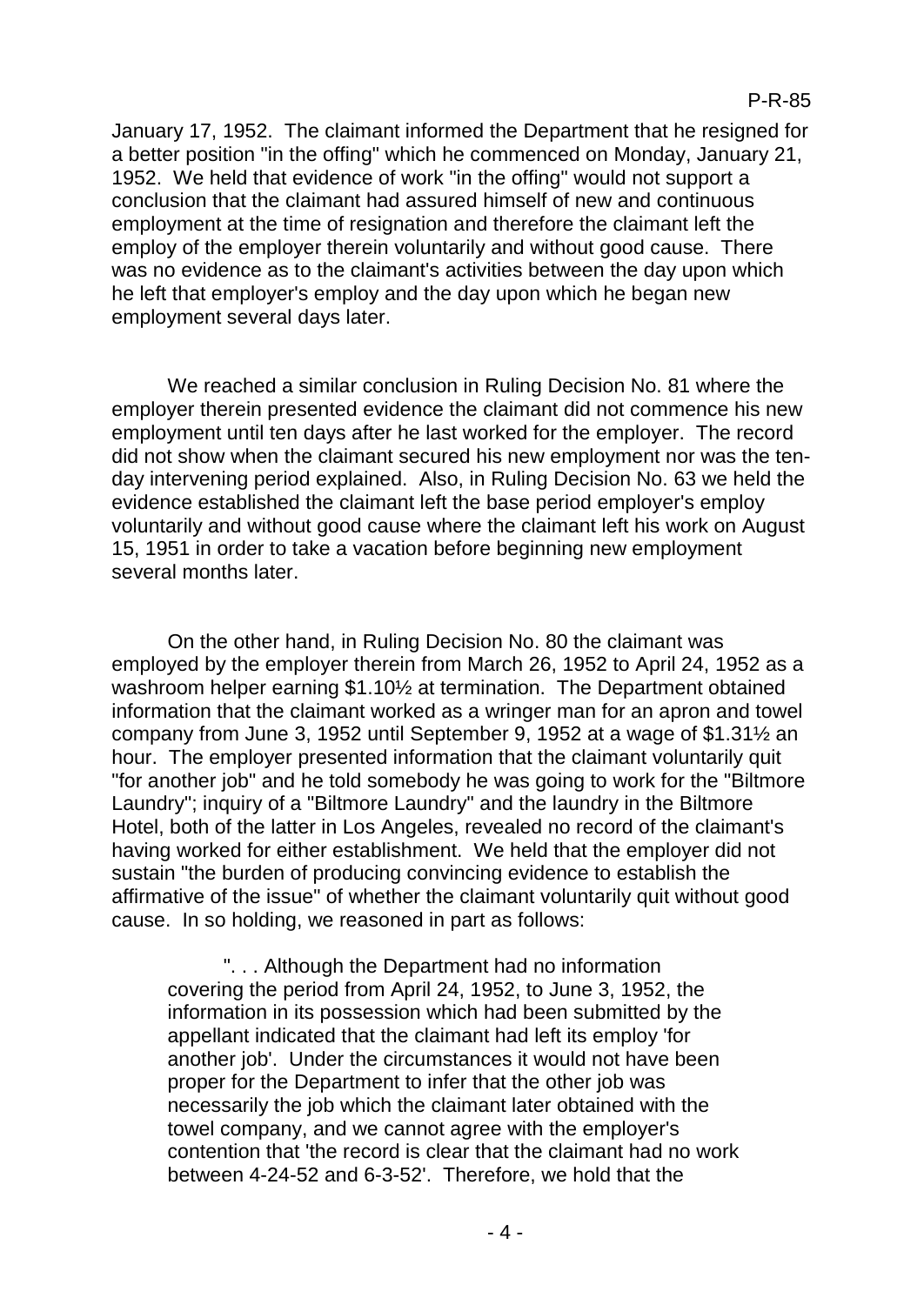January 17, 1952. The claimant informed the Department that he resigned for a better position "in the offing" which he commenced on Monday, January 21, 1952. We held that evidence of work "in the offing" would not support a conclusion that the claimant had assured himself of new and continuous employment at the time of resignation and therefore the claimant left the employ of the employer therein voluntarily and without good cause. There was no evidence as to the claimant's activities between the day upon which he left that employer's employ and the day upon which he began new employment several days later.

We reached a similar conclusion in Ruling Decision No. 81 where the employer therein presented evidence the claimant did not commence his new employment until ten days after he last worked for the employer. The record did not show when the claimant secured his new employment nor was the ten-day intervening period explained. Also, in Ruling Decision No. 63 we held the evidence established the claimant left the base period employer's employ voluntarily and without good cause where the claimant left his work on August 15, 1951 in order to take a vacation before beginning new employment several months later.

On the other hand, in Ruling Decision No. 80 the claimant was employed by the employer therein from March 26, 1952 to April 24, 1952 as a washroom helper earning $1.10½ at termination. The Department obtained information that the claimant worked as a wringer man for an apron and towel company from June 3, 1952 until September 9, 1952 at a wage of $1.31½ an hour. The employer presented information that the claimant voluntarily quit "for another job" and he told somebody he was going to work for the "Biltmore Laundry"; inquiry of a "Biltmore Laundry" and the laundry in the Biltmore Hotel, both of the latter in Los Angeles, revealed no record of the claimant's having worked for either establishment. We held that the employer did not sustain "the burden of producing convincing evidence to establish the affirmative of the issue" of whether the claimant voluntarily quit without good cause. In so holding, we reasoned in part as follows:

> ". . . Although the Department had no information covering the period from April 24, 1952, to June 3, 1952, the information in its possession which had been submitted by the appellant indicated that the claimant had left its employ 'for another job'. Under the circumstances it would not have been proper for the Department to infer that the other job was necessarily the job which the claimant later obtained with the towel company, and we cannot agree with the employer's contention that 'the record is clear that the claimant had no work between 4-24-52 and 6-3-52'. Therefore, we hold that the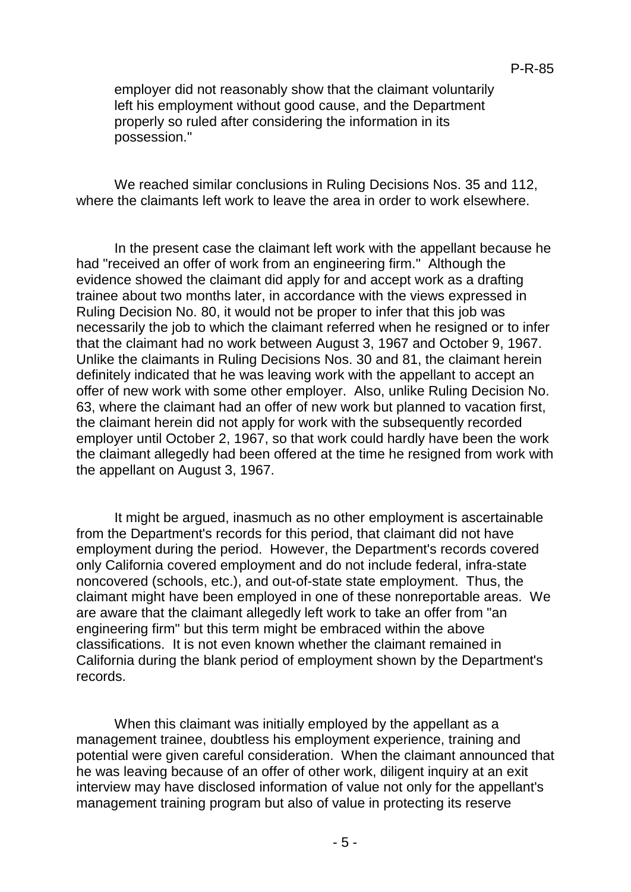employer did not reasonably show that the claimant voluntarily left his employment without good cause, and the Department properly so ruled after considering the information in its possession."

We reached similar conclusions in Ruling Decisions Nos. 35 and 112, where the claimants left work to leave the area in order to work elsewhere.

In the present case the claimant left work with the appellant because he had "received an offer of work from an engineering firm." Although the evidence showed the claimant did apply for and accept work as a drafting trainee about two months later, in accordance with the views expressed in Ruling Decision No. 80, it would not be proper to infer that this job was necessarily the job to which the claimant referred when he resigned or to infer that the claimant had no work between August 3, 1967 and October 9, 1967. Unlike the claimants in Ruling Decisions Nos. 30 and 81, the claimant herein definitely indicated that he was leaving work with the appellant to accept an offer of new work with some other employer. Also, unlike Ruling Decision No. 63, where the claimant had an offer of new work but planned to vacation first, the claimant herein did not apply for work with the subsequently recorded employer until October 2, 1967, so that work could hardly have been the work the claimant allegedly had been offered at the time he resigned from work with the appellant on August 3, 1967.

It might be argued, inasmuch as no other employment is ascertainable from the Department's records for this period, that claimant did not have employment during the period. However, the Department's records covered only California covered employment and do not include federal, infra-state noncovered (schools, etc.), and out-of-state state employment. Thus, the claimant might have been employed in one of these nonreportable areas. We are aware that the claimant allegedly left work to take an offer from "an engineering firm" but this term might be embraced within the above classifications. It is not even known whether the claimant remained in California during the blank period of employment shown by the Department's records.

When this claimant was initially employed by the appellant as a management trainee, doubtless his employment experience, training and potential were given careful consideration. When the claimant announced that he was leaving because of an offer of other work, diligent inquiry at an exit interview may have disclosed information of value not only for the appellant's management training program but also of value in protecting its reserve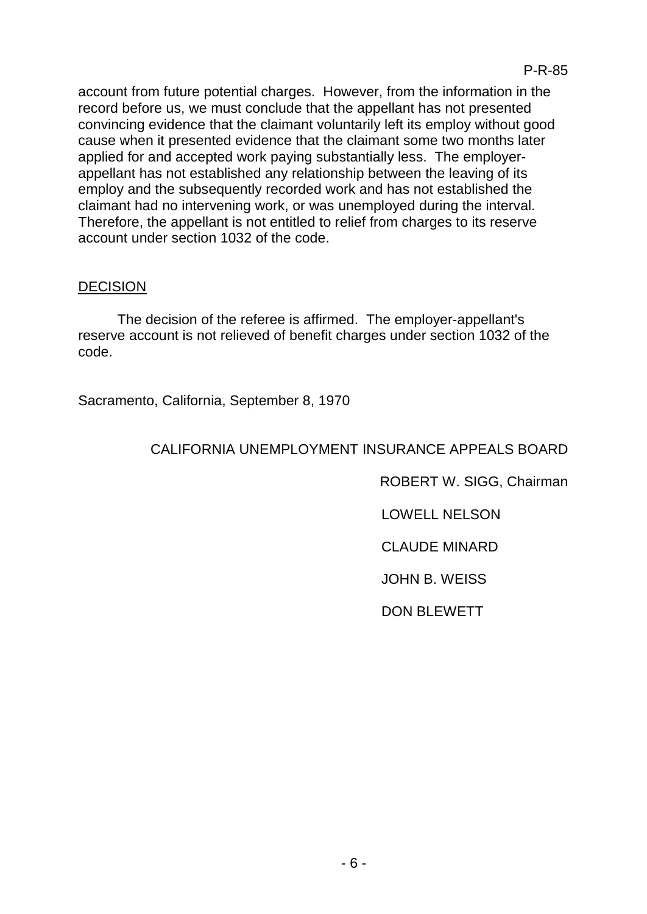account from future potential charges. However, from the information in the record before us, we must conclude that the appellant has not presented convincing evidence that the claimant voluntarily left its employ without good cause when it presented evidence that the claimant some two months later applied for and accepted work paying substantially less. The employer-appellant has not established any relationship between the leaving of its employ and the subsequently recorded work and has not established the claimant had no intervening work, or was unemployed during the interval. Therefore, the appellant is not entitled to relief from charges to its reserve account under section 1032 of the code.

## DECISION

The decision of the referee is affirmed. The employer-appellant's reserve account is not relieved of benefit charges under section 1032 of the code.

Sacramento, California, September 8, 1970

CALIFORNIA UNEMPLOYMENT INSURANCE APPEALS BOARD

ROBERT W. SIGG, Chairman

LOWELL NELSON

CLAUDE MINARD

JOHN B. WEISS

DON BLEWETT